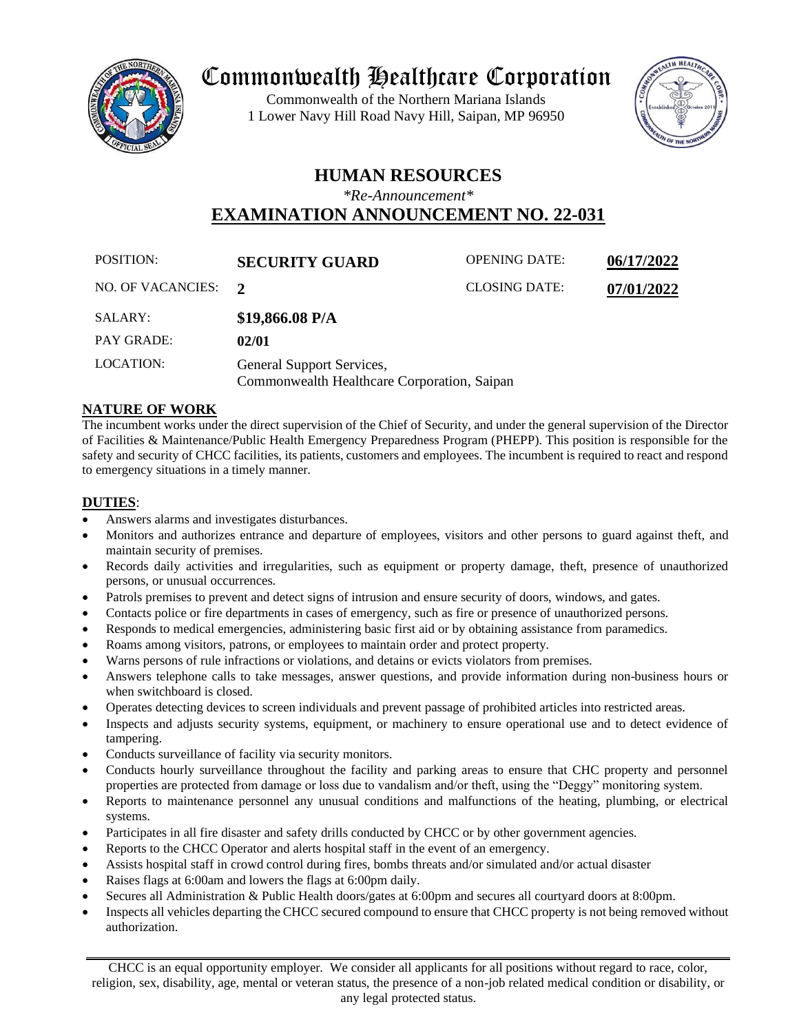# Commonwealth Healthcare Corporation

Commonwealth of the Northern Mariana Islands
1 Lower Navy Hill Road Navy Hill, Saipan, MP 96950

## HUMAN RESOURCES

*\*Re-Announcement\**

## EXAMINATION ANNOUNCEMENT NO. 22-031

| | | | |
|---|---|---|---|
| POSITION: | **SECURITY GUARD** | OPENING DATE: | **06/17/2022** |
| NO. OF VACANCIES: | **2** | CLOSING DATE: | **07/01/2022** |
| SALARY: | **$19,866.08 P/A** | | |
| PAY GRADE: | **02/01** | | |
| LOCATION: | General Support Services, Commonwealth Healthcare Corporation, Saipan | | |

### NATURE OF WORK

The incumbent works under the direct supervision of the Chief of Security, and under the general supervision of the Director of Facilities & Maintenance/Public Health Emergency Preparedness Program (PHEPP). This position is responsible for the safety and security of CHCC facilities, its patients, customers and employees. The incumbent is required to react and respond to emergency situations in a timely manner.

### DUTIES:

- Answers alarms and investigates disturbances.
- Monitors and authorizes entrance and departure of employees, visitors and other persons to guard against theft, and maintain security of premises.
- Records daily activities and irregularities, such as equipment or property damage, theft, presence of unauthorized persons, or unusual occurrences.
- Patrols premises to prevent and detect signs of intrusion and ensure security of doors, windows, and gates.
- Contacts police or fire departments in cases of emergency, such as fire or presence of unauthorized persons.
- Responds to medical emergencies, administering basic first aid or by obtaining assistance from paramedics.
- Roams among visitors, patrons, or employees to maintain order and protect property.
- Warns persons of rule infractions or violations, and detains or evicts violators from premises.
- Answers telephone calls to take messages, answer questions, and provide information during non-business hours or when switchboard is closed.
- Operates detecting devices to screen individuals and prevent passage of prohibited articles into restricted areas.
- Inspects and adjusts security systems, equipment, or machinery to ensure operational use and to detect evidence of tampering.
- Conducts surveillance of facility via security monitors.
- Conducts hourly surveillance throughout the facility and parking areas to ensure that CHC property and personnel properties are protected from damage or loss due to vandalism and/or theft, using the "Deggy" monitoring system.
- Reports to maintenance personnel any unusual conditions and malfunctions of the heating, plumbing, or electrical systems.
- Participates in all fire disaster and safety drills conducted by CHCC or by other government agencies.
- Reports to the CHCC Operator and alerts hospital staff in the event of an emergency.
- Assists hospital staff in crowd control during fires, bombs threats and/or simulated and/or actual disaster
- Raises flags at 6:00am and lowers the flags at 6:00pm daily.
- Secures all Administration & Public Health doors/gates at 6:00pm and secures all courtyard doors at 8:00pm.
- Inspects all vehicles departing the CHCC secured compound to ensure that CHCC property is not being removed without authorization.

CHCC is an equal opportunity employer. We consider all applicants for all positions without regard to race, color, religion, sex, disability, age, mental or veteran status, the presence of a non-job related medical condition or disability, or any legal protected status.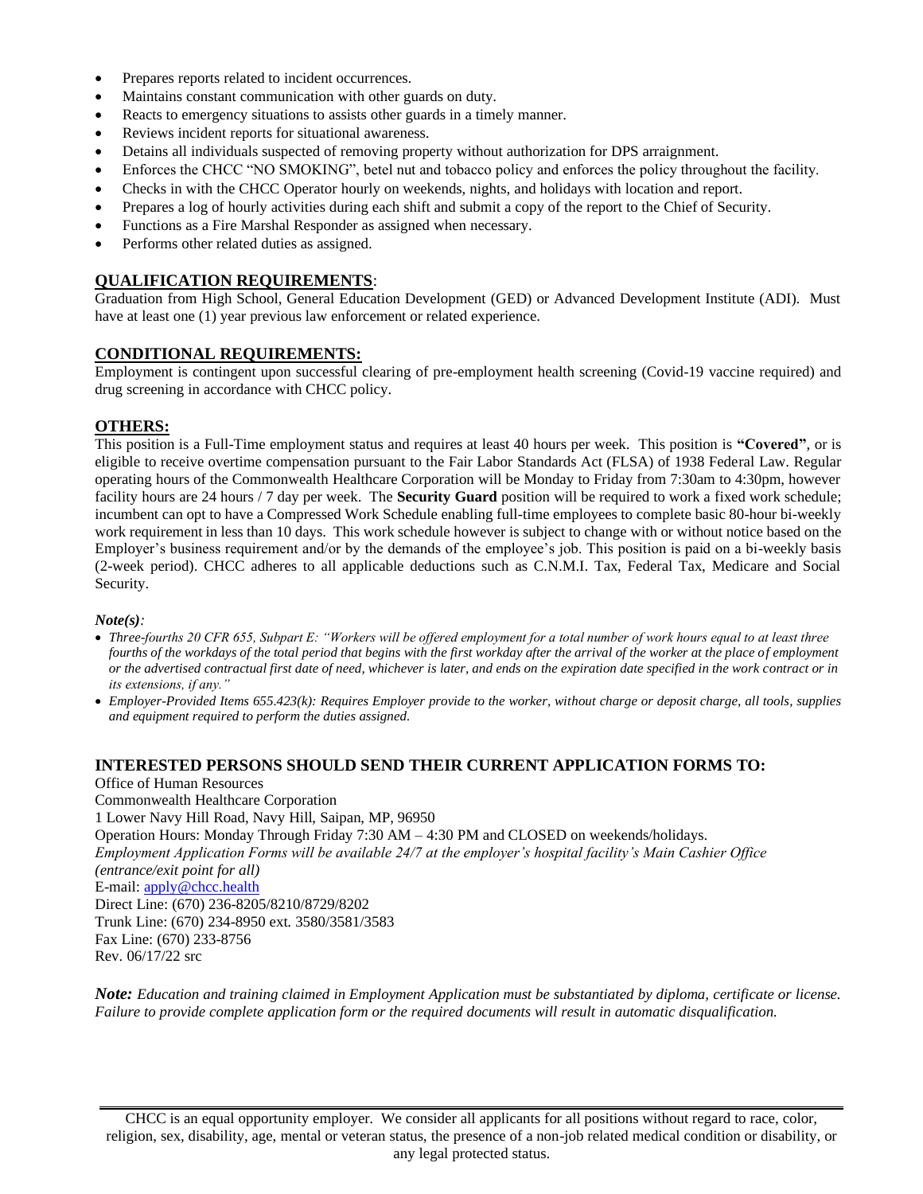- Prepares reports related to incident occurrences.
- Maintains constant communication with other guards on duty.
- Reacts to emergency situations to assists other guards in a timely manner.
- Reviews incident reports for situational awareness.
- Detains all individuals suspected of removing property without authorization for DPS arraignment.
- Enforces the CHCC "NO SMOKING", betel nut and tobacco policy and enforces the policy throughout the facility.
- Checks in with the CHCC Operator hourly on weekends, nights, and holidays with location and report.
- Prepares a log of hourly activities during each shift and submit a copy of the report to the Chief of Security.
- Functions as a Fire Marshal Responder as assigned when necessary.
- Performs other related duties as assigned.

## QUALIFICATION REQUIREMENTS:

Graduation from High School, General Education Development (GED) or Advanced Development Institute (ADI). Must have at least one (1) year previous law enforcement or related experience.

## CONDITIONAL REQUIREMENTS:

Employment is contingent upon successful clearing of pre-employment health screening (Covid-19 vaccine required) and drug screening in accordance with CHCC policy.

## OTHERS:

This position is a Full-Time employment status and requires at least 40 hours per week. This position is **"Covered"**, or is eligible to receive overtime compensation pursuant to the Fair Labor Standards Act (FLSA) of 1938 Federal Law. Regular operating hours of the Commonwealth Healthcare Corporation will be Monday to Friday from 7:30am to 4:30pm, however facility hours are 24 hours / 7 day per week. The **Security Guard** position will be required to work a fixed work schedule; incumbent can opt to have a Compressed Work Schedule enabling full-time employees to complete basic 80-hour bi-weekly work requirement in less than 10 days. This work schedule however is subject to change with or without notice based on the Employer's business requirement and/or by the demands of the employee's job. This position is paid on a bi-weekly basis (2-week period). CHCC adheres to all applicable deductions such as C.N.M.I. Tax, Federal Tax, Medicare and Social Security.

***Note(s):***

- *Three-fourths 20 CFR 655, Subpart E: "Workers will be offered employment for a total number of work hours equal to at least three fourths of the workdays of the total period that begins with the first workday after the arrival of the worker at the place of employment or the advertised contractual first date of need, whichever is later, and ends on the expiration date specified in the work contract or in its extensions, if any."*
- *Employer-Provided Items 655.423(k): Requires Employer provide to the worker, without charge or deposit charge, all tools, supplies and equipment required to perform the duties assigned.*

## INTERESTED PERSONS SHOULD SEND THEIR CURRENT APPLICATION FORMS TO:

Office of Human Resources
Commonwealth Healthcare Corporation
1 Lower Navy Hill Road, Navy Hill, Saipan, MP, 96950
Operation Hours: Monday Through Friday 7:30 AM – 4:30 PM and CLOSED on weekends/holidays.
*Employment Application Forms will be available 24/7 at the employer's hospital facility's Main Cashier Office (entrance/exit point for all)*
E-mail: apply@chcc.health
Direct Line: (670) 236-8205/8210/8729/8202
Trunk Line: (670) 234-8950 ext. 3580/3581/3583
Fax Line: (670) 233-8756
Rev. 06/17/22 src

***Note:*** *Education and training claimed in Employment Application must be substantiated by diploma, certificate or license. Failure to provide complete application form or the required documents will result in automatic disqualification.*

CHCC is an equal opportunity employer. We consider all applicants for all positions without regard to race, color, religion, sex, disability, age, mental or veteran status, the presence of a non-job related medical condition or disability, or any legal protected status.